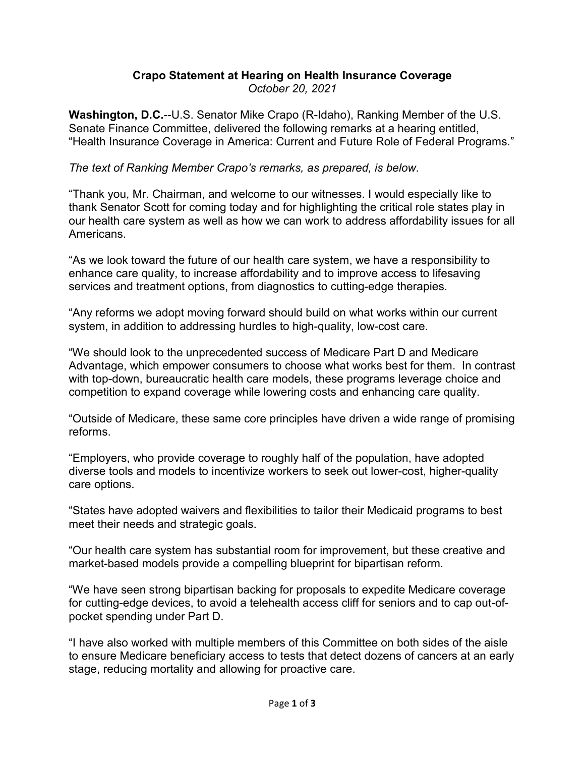# Crapo Statement at Hearing on Health Insurance Coverage

*October 20, 2021*

**Washington, D.C.**--U.S. Senator Mike Crapo (R-Idaho), Ranking Member of the U.S. Senate Finance Committee, delivered the following remarks at a hearing entitled, "Health Insurance Coverage in America: Current and Future Role of Federal Programs."

*The text of Ranking Member Crapo's remarks, as prepared, is below.*

"Thank you, Mr. Chairman, and welcome to our witnesses. I would especially like to thank Senator Scott for coming today and for highlighting the critical role states play in our health care system as well as how we can work to address affordability issues for all Americans.

"As we look toward the future of our health care system, we have a responsibility to enhance care quality, to increase affordability and to improve access to lifesaving services and treatment options, from diagnostics to cutting-edge therapies.

"Any reforms we adopt moving forward should build on what works within our current system, in addition to addressing hurdles to high-quality, low-cost care.

"We should look to the unprecedented success of Medicare Part D and Medicare Advantage, which empower consumers to choose what works best for them. In contrast with top-down, bureaucratic health care models, these programs leverage choice and competition to expand coverage while lowering costs and enhancing care quality.

"Outside of Medicare, these same core principles have driven a wide range of promising reforms.

"Employers, who provide coverage to roughly half of the population, have adopted diverse tools and models to incentivize workers to seek out lower-cost, higher-quality care options.

"States have adopted waivers and flexibilities to tailor their Medicaid programs to best meet their needs and strategic goals.

"Our health care system has substantial room for improvement, but these creative and market-based models provide a compelling blueprint for bipartisan reform.

"We have seen strong bipartisan backing for proposals to expedite Medicare coverage for cutting-edge devices, to avoid a telehealth access cliff for seniors and to cap out-of-pocket spending under Part D.

"I have also worked with multiple members of this Committee on both sides of the aisle to ensure Medicare beneficiary access to tests that detect dozens of cancers at an early stage, reducing mortality and allowing for proactive care.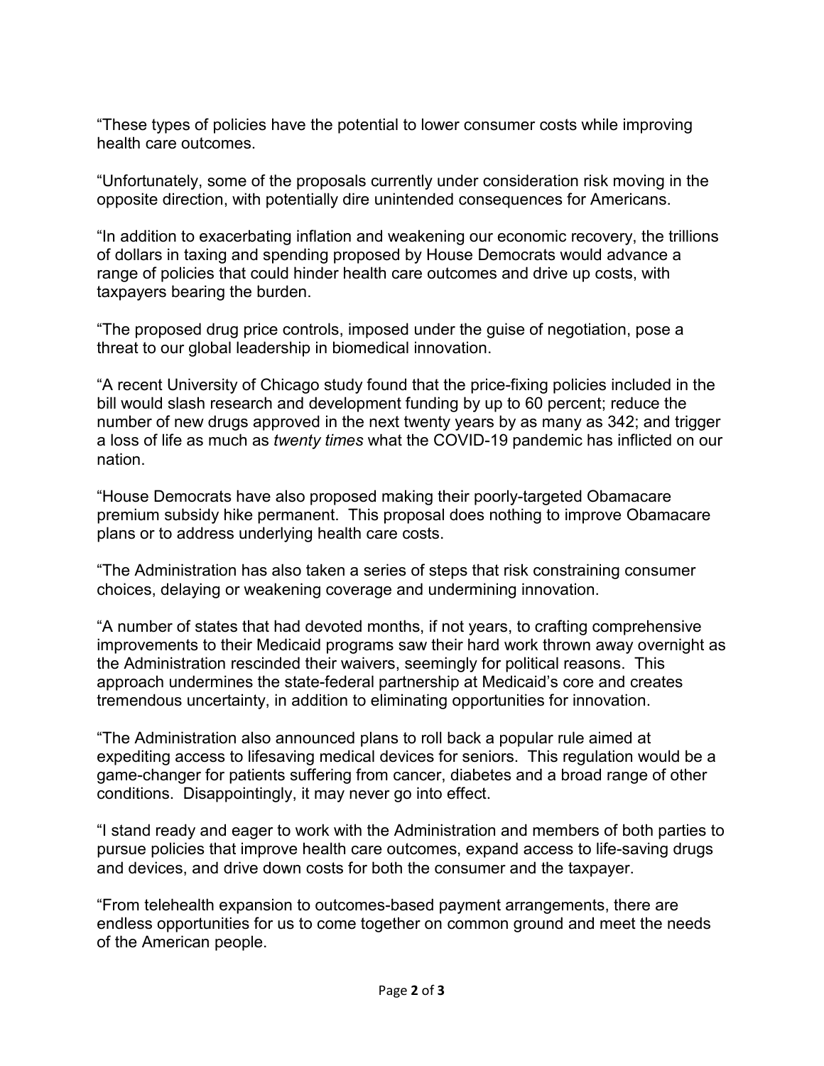“These types of policies have the potential to lower consumer costs while improving health care outcomes.

“Unfortunately, some of the proposals currently under consideration risk moving in the opposite direction, with potentially dire unintended consequences for Americans.

“In addition to exacerbating inflation and weakening our economic recovery, the trillions of dollars in taxing and spending proposed by House Democrats would advance a range of policies that could hinder health care outcomes and drive up costs, with taxpayers bearing the burden.

“The proposed drug price controls, imposed under the guise of negotiation, pose a threat to our global leadership in biomedical innovation.

“A recent University of Chicago study found that the price-fixing policies included in the bill would slash research and development funding by up to 60 percent; reduce the number of new drugs approved in the next twenty years by as many as 342; and trigger a loss of life as much as *twenty times* what the COVID-19 pandemic has inflicted on our nation.

“House Democrats have also proposed making their poorly-targeted Obamacare premium subsidy hike permanent. This proposal does nothing to improve Obamacare plans or to address underlying health care costs.

“The Administration has also taken a series of steps that risk constraining consumer choices, delaying or weakening coverage and undermining innovation.

“A number of states that had devoted months, if not years, to crafting comprehensive improvements to their Medicaid programs saw their hard work thrown away overnight as the Administration rescinded their waivers, seemingly for political reasons. This approach undermines the state-federal partnership at Medicaid’s core and creates tremendous uncertainty, in addition to eliminating opportunities for innovation.

“The Administration also announced plans to roll back a popular rule aimed at expediting access to lifesaving medical devices for seniors. This regulation would be a game-changer for patients suffering from cancer, diabetes and a broad range of other conditions. Disappointingly, it may never go into effect.

“I stand ready and eager to work with the Administration and members of both parties to pursue policies that improve health care outcomes, expand access to life-saving drugs and devices, and drive down costs for both the consumer and the taxpayer.

“From telehealth expansion to outcomes-based payment arrangements, there are endless opportunities for us to come together on common ground and meet the needs of the American people.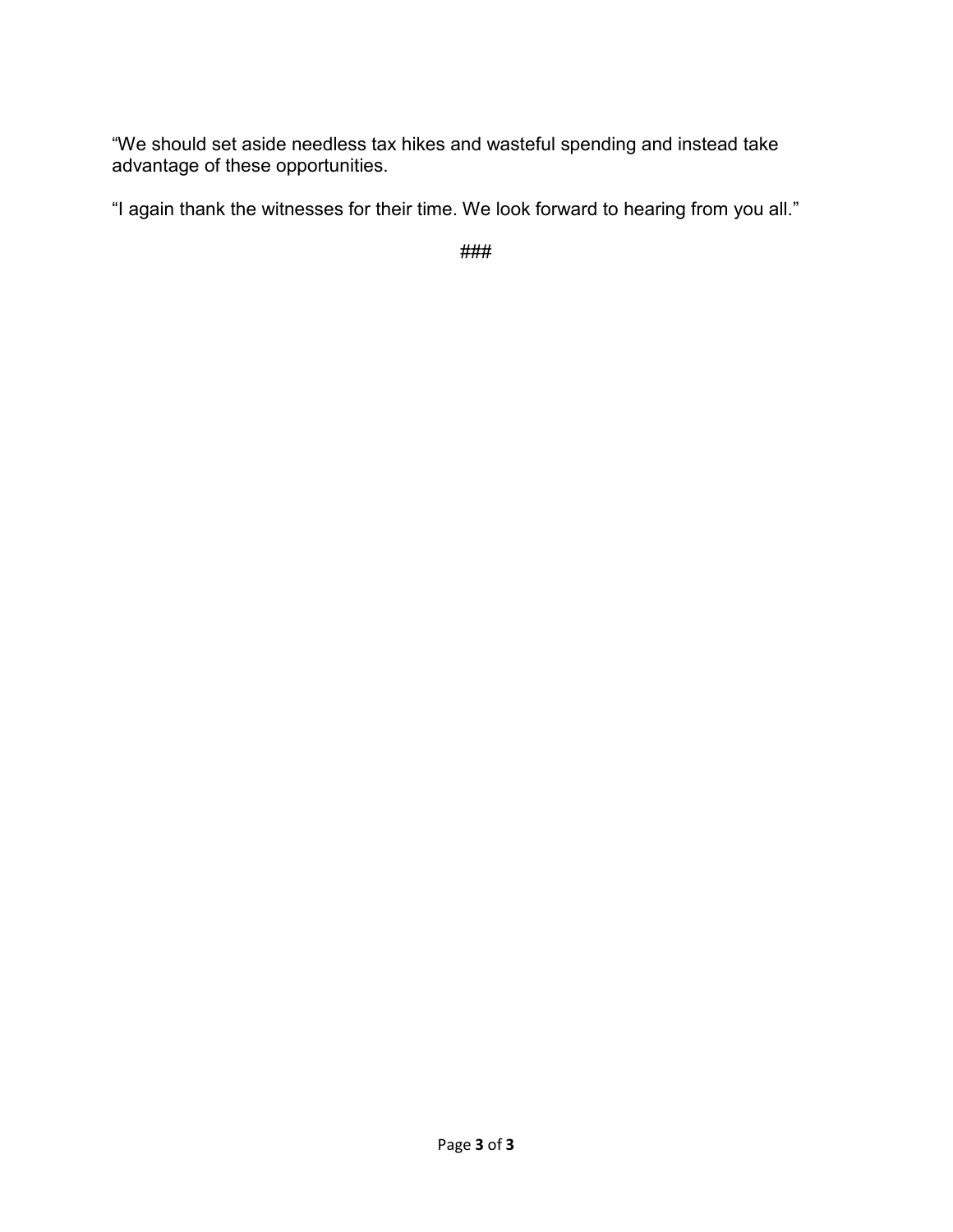"We should set aside needless tax hikes and wasteful spending and instead take advantage of these opportunities.

"I again thank the witnesses for their time. We look forward to hearing from you all."

###